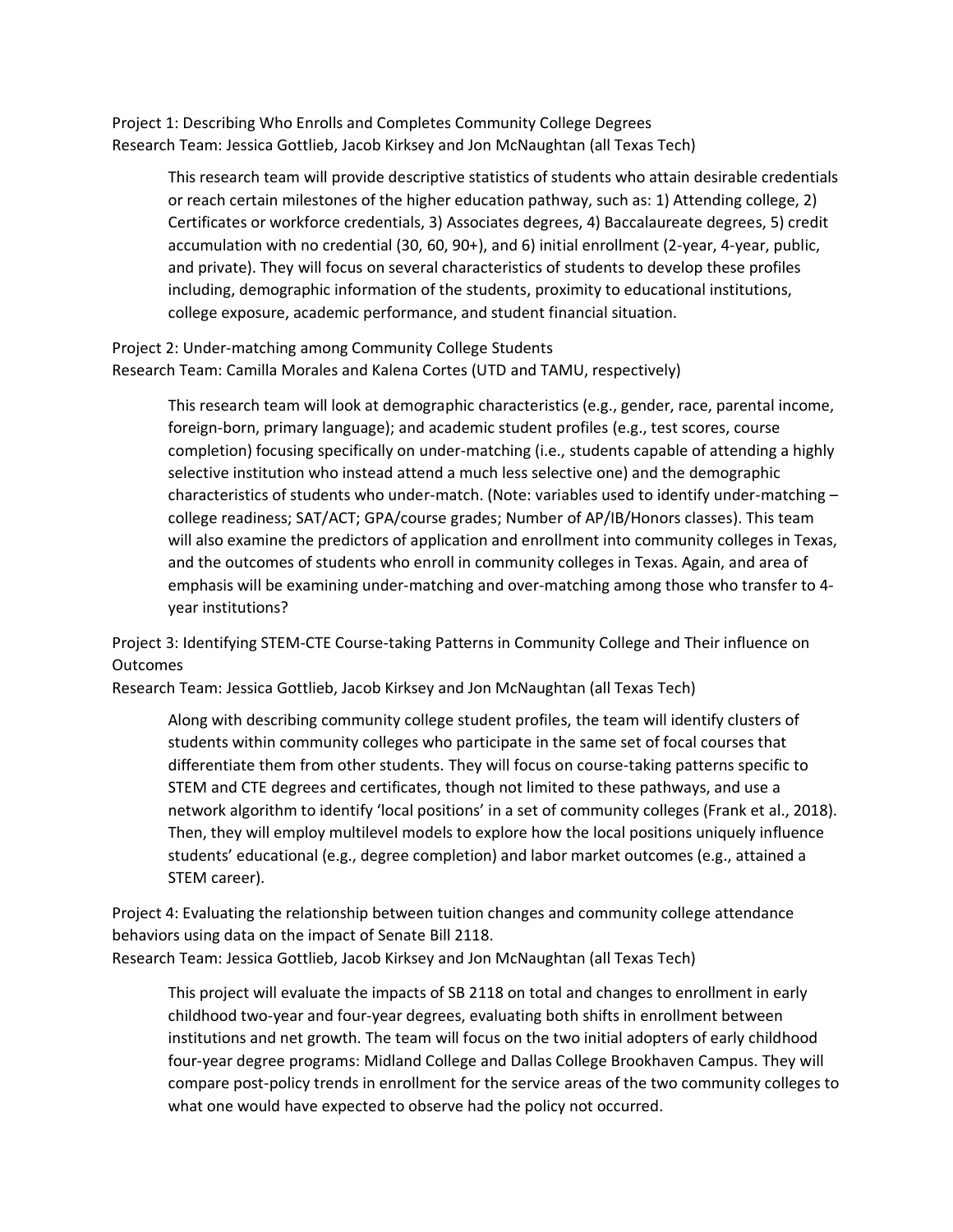Project 1: Describing Who Enrolls and Completes Community College Degrees
Research Team: Jessica Gottlieb, Jacob Kirksey and Jon McNaughtan (all Texas Tech)

> This research team will provide descriptive statistics of students who attain desirable credentials or reach certain milestones of the higher education pathway, such as: 1) Attending college, 2) Certificates or workforce credentials, 3) Associates degrees, 4) Baccalaureate degrees, 5) credit accumulation with no credential (30, 60, 90+), and 6) initial enrollment (2-year, 4-year, public, and private). They will focus on several characteristics of students to develop these profiles including, demographic information of the students, proximity to educational institutions, college exposure, academic performance, and student financial situation.

Project 2: Under-matching among Community College Students
Research Team: Camilla Morales and Kalena Cortes (UTD and TAMU, respectively)

> This research team will look at demographic characteristics (e.g., gender, race, parental income, foreign-born, primary language); and academic student profiles (e.g., test scores, course completion) focusing specifically on under-matching (i.e., students capable of attending a highly selective institution who instead attend a much less selective one) and the demographic characteristics of students who under-match. (Note: variables used to identify under-matching – college readiness; SAT/ACT; GPA/course grades; Number of AP/IB/Honors classes). This team will also examine the predictors of application and enrollment into community colleges in Texas, and the outcomes of students who enroll in community colleges in Texas. Again, and area of emphasis will be examining under-matching and over-matching among those who transfer to 4-year institutions?

Project 3: Identifying STEM-CTE Course-taking Patterns in Community College and Their influence on Outcomes
Research Team: Jessica Gottlieb, Jacob Kirksey and Jon McNaughtan (all Texas Tech)

> Along with describing community college student profiles, the team will identify clusters of students within community colleges who participate in the same set of focal courses that differentiate them from other students. They will focus on course-taking patterns specific to STEM and CTE degrees and certificates, though not limited to these pathways, and use a network algorithm to identify 'local positions' in a set of community colleges (Frank et al., 2018). Then, they will employ multilevel models to explore how the local positions uniquely influence students' educational (e.g., degree completion) and labor market outcomes (e.g., attained a STEM career).

Project 4: Evaluating the relationship between tuition changes and community college attendance behaviors using data on the impact of Senate Bill 2118.
Research Team: Jessica Gottlieb, Jacob Kirksey and Jon McNaughtan (all Texas Tech)

> This project will evaluate the impacts of SB 2118 on total and changes to enrollment in early childhood two-year and four-year degrees, evaluating both shifts in enrollment between institutions and net growth. The team will focus on the two initial adopters of early childhood four-year degree programs: Midland College and Dallas College Brookhaven Campus. They will compare post-policy trends in enrollment for the service areas of the two community colleges to what one would have expected to observe had the policy not occurred.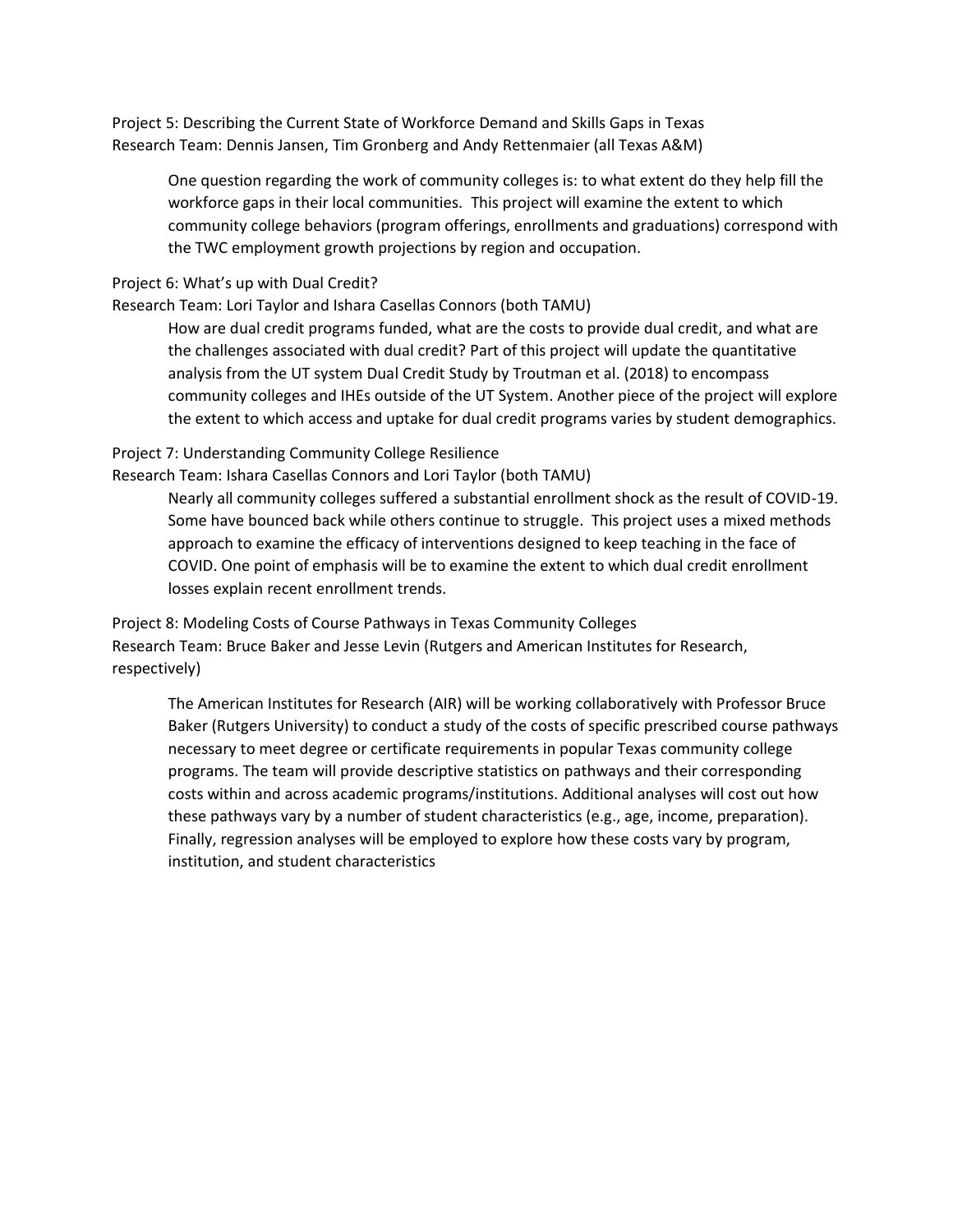Project 5: Describing the Current State of Workforce Demand and Skills Gaps in Texas
Research Team: Dennis Jansen, Tim Gronberg and Andy Rettenmaier (all Texas A&M)

> One question regarding the work of community colleges is: to what extent do they help fill the workforce gaps in their local communities. This project will examine the extent to which community college behaviors (program offerings, enrollments and graduations) correspond with the TWC employment growth projections by region and occupation.

Project 6: What's up with Dual Credit?
Research Team: Lori Taylor and Ishara Casellas Connors (both TAMU)

> How are dual credit programs funded, what are the costs to provide dual credit, and what are the challenges associated with dual credit? Part of this project will update the quantitative analysis from the UT system Dual Credit Study by Troutman et al. (2018) to encompass community colleges and IHEs outside of the UT System. Another piece of the project will explore the extent to which access and uptake for dual credit programs varies by student demographics.

Project 7: Understanding Community College Resilience
Research Team: Ishara Casellas Connors and Lori Taylor (both TAMU)

> Nearly all community colleges suffered a substantial enrollment shock as the result of COVID-19. Some have bounced back while others continue to struggle. This project uses a mixed methods approach to examine the efficacy of interventions designed to keep teaching in the face of COVID. One point of emphasis will be to examine the extent to which dual credit enrollment losses explain recent enrollment trends.

Project 8: Modeling Costs of Course Pathways in Texas Community Colleges
Research Team: Bruce Baker and Jesse Levin (Rutgers and American Institutes for Research, respectively)

> The American Institutes for Research (AIR) will be working collaboratively with Professor Bruce Baker (Rutgers University) to conduct a study of the costs of specific prescribed course pathways necessary to meet degree or certificate requirements in popular Texas community college programs. The team will provide descriptive statistics on pathways and their corresponding costs within and across academic programs/institutions. Additional analyses will cost out how these pathways vary by a number of student characteristics (e.g., age, income, preparation). Finally, regression analyses will be employed to explore how these costs vary by program, institution, and student characteristics